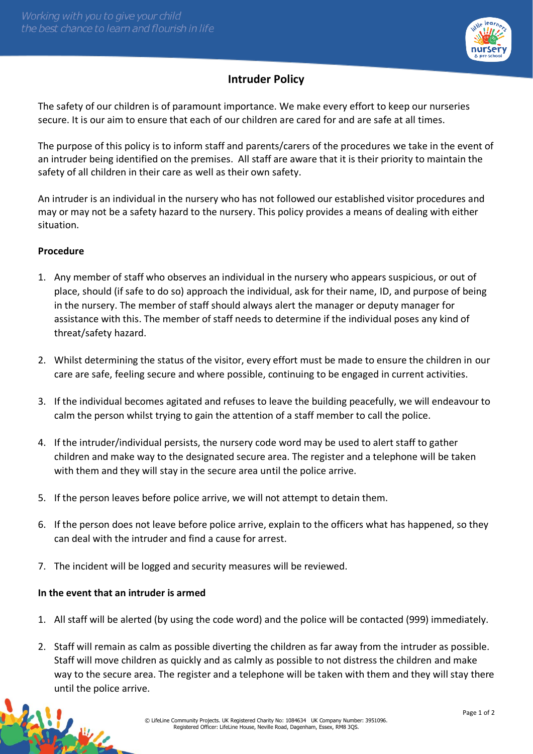# Intruder Policy

The safety of our children is of paramount importance. We make every effort to keep our nurseries secure. It is our aim to ensure that each of our children are cared for and are safe at all times.

The purpose of this policy is to inform staff and parents/carers of the procedures we take in the event of an intruder being identified on the premises. All staff are aware that it is their priority to maintain the safety of all children in their care as well as their own safety.

An intruder is an individual in the nursery who has not followed our established visitor procedures and may or may not be a safety hazard to the nursery. This policy provides a means of dealing with either situation.

**Procedure**

1. Any member of staff who observes an individual in the nursery who appears suspicious, or out of place, should (if safe to do so) approach the individual, ask for their name, ID, and purpose of being in the nursery. The member of staff should always alert the manager or deputy manager for assistance with this. The member of staff needs to determine if the individual poses any kind of threat/safety hazard.

2. Whilst determining the status of the visitor, every effort must be made to ensure the children in our care are safe, feeling secure and where possible, continuing to be engaged in current activities.

3. If the individual becomes agitated and refuses to leave the building peacefully, we will endeavour to calm the person whilst trying to gain the attention of a staff member to call the police.

4. If the intruder/individual persists, the nursery code word may be used to alert staff to gather children and make way to the designated secure area. The register and a telephone will be taken with them and they will stay in the secure area until the police arrive.

5. If the person leaves before police arrive, we will not attempt to detain them.

6. If the person does not leave before police arrive, explain to the officers what has happened, so they can deal with the intruder and find a cause for arrest.

7. The incident will be logged and security measures will be reviewed.

**In the event that an intruder is armed**

1. All staff will be alerted (by using the code word) and the police will be contacted (999) immediately.

2. Staff will remain as calm as possible diverting the children as far away from the intruder as possible. Staff will move children as quickly and as calmly as possible to not distress the children and make way to the secure area. The register and a telephone will be taken with them and they will stay there until the police arrive.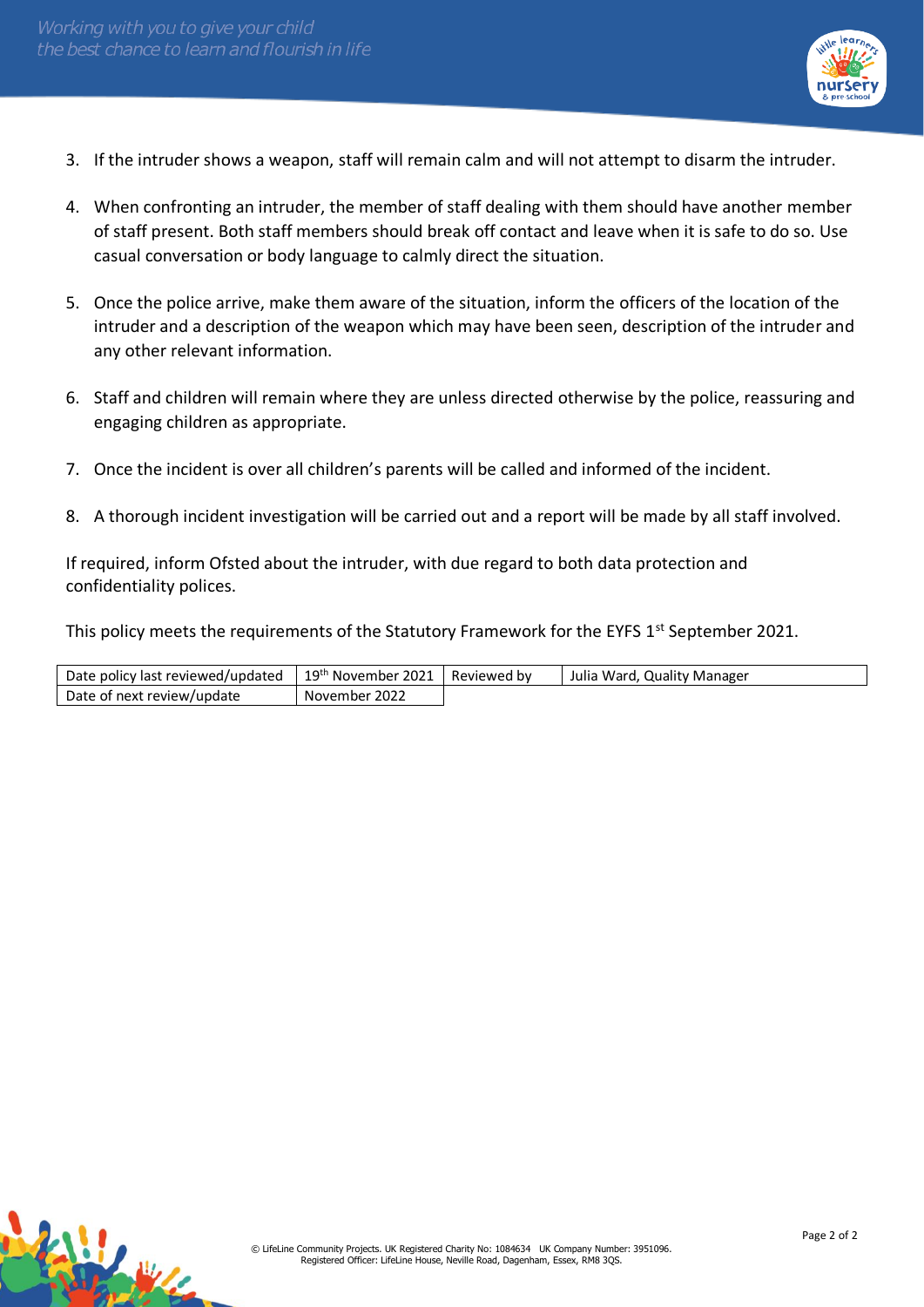3. If the intruder shows a weapon, staff will remain calm and will not attempt to disarm the intruder.

4. When confronting an intruder, the member of staff dealing with them should have another member of staff present. Both staff members should break off contact and leave when it is safe to do so. Use casual conversation or body language to calmly direct the situation.

5. Once the police arrive, make them aware of the situation, inform the officers of the location of the intruder and a description of the weapon which may have been seen, description of the intruder and any other relevant information.

6. Staff and children will remain where they are unless directed otherwise by the police, reassuring and engaging children as appropriate.

7. Once the incident is over all children's parents will be called and informed of the incident.

8. A thorough incident investigation will be carried out and a report will be made by all staff involved.

If required, inform Ofsted about the intruder, with due regard to both data protection and confidentiality polices.

This policy meets the requirements of the Statutory Framework for the EYFS 1st September 2021.

| | | | |
|---|---|---|---|
| Date policy last reviewed/updated | 19th November 2021 | Reviewed by | Julia Ward, Quality Manager |
| Date of next review/update | November 2022 | | |

© LifeLine Community Projects. UK Registered Charity No: 1084634 UK Company Number: 3951096.
Registered Officer: LifeLine House, Neville Road, Dagenham, Essex, RM8 3QS.